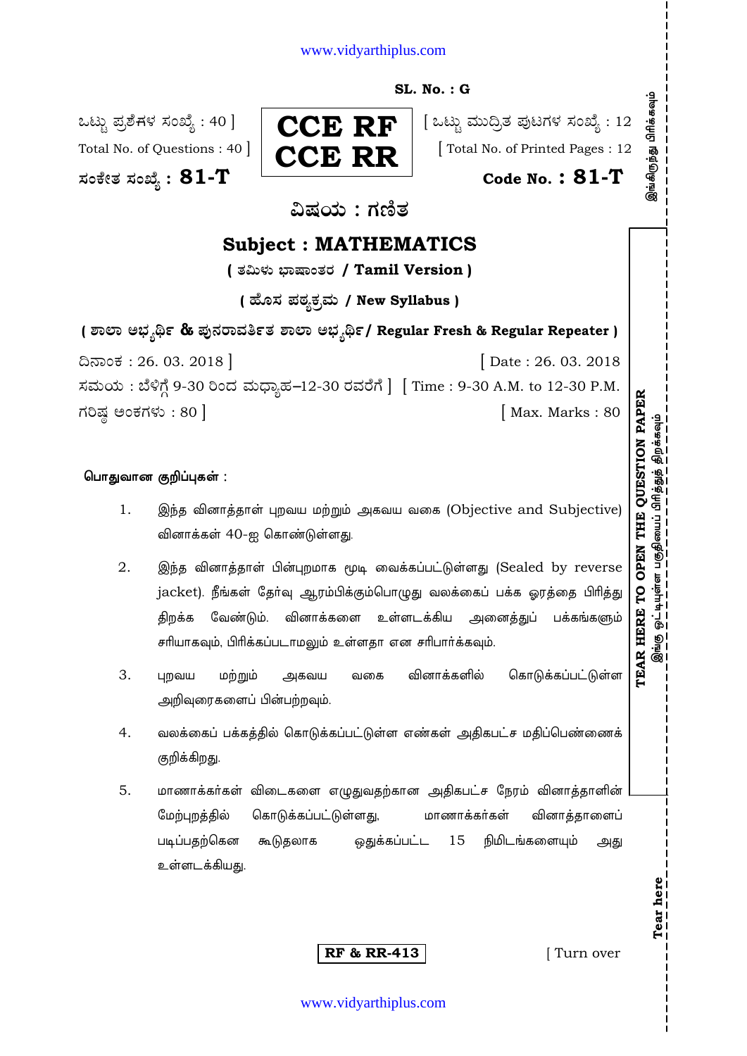SL. No. : G

ಒಟ್ಟು ಪ್ರಶೆಗಳ ಸಂಖ್ಯೆ : 40 ]
Total No. of Questions : 40 ]

**CCE RF**
**CCE RR**

[ ಒಟ್ಟು ಮುದ್ರಿತ ಪುಟಗಳ ಸಂಖ್ಯೆ : 12
[ Total No. of Printed Pages : 12

ಸಂಕೇತ ಸಂಖ್ಯೆ : **81-T**
**Code No. : 81-T**

# ವಿಷಯ : ಗಣಿತ

# Subject : MATHEMATICS

**( ತಮಿಳು ಭಾಷಾಂತರ / Tamil Version )**

**( ಹೊಸ ಪಠ್ಯಕ್ರಮ / New Syllabus )**

**( ಶಾಲಾ ಅಭ್ಯರ್ಥಿ & ಪುನರಾವರ್ತಿತ ಶಾಲಾ ಅಭ್ಯರ್ಥಿ / Regular Fresh & Regular Repeater )**

ದಿನಾಂಕ : 26. 03. 2018 ] [ Date : 26. 03. 2018

ಸಮಯ : ಬೆಳಿಗ್ಗೆ 9-30 ರಿಂದ ಮಧ್ಯಾಹ್ನ–12-30 ರವರೆಗೆ ] [ Time : 9-30 A.M. to 12-30 P.M.

ಗರಿಷ್ಠ ಅಂಕಗಳು : 80 ] [ Max. Marks : 80

**பொதுவான குறிப்புகள் :**

1. இந்த வினாத்தாள் புறவய மற்றும் அகவய வகை (Objective and Subjective) வினாக்கள் 40-ஐ கொண்டுள்ளது.
2. இந்த வினாத்தாள் பின்புறமாக மூடி வைக்கப்பட்டுள்ளது (Sealed by reverse jacket). நீங்கள் தேர்வு ஆரம்பிக்கும்பொழுது வலக்கைப் பக்க ஓரத்தை பிரித்து திறக்க வேண்டும். வினாக்களை உள்ளடக்கிய அனைத்துப் பக்கங்களும் சரியாகவும், பிரிக்கப்படாமலும் உள்ளதா என சரிபார்க்கவும்.
3. புறவய மற்றும் அகவய வகை வினாக்களில் கொடுக்கப்பட்டுள்ள அறிவுரைகளைப் பின்பற்றவும்.
4. வலக்கைப் பக்கத்தில் கொடுக்கப்பட்டுள்ள எண்கள் அதிகபட்ச மதிப்பெண்ணைக் குறிக்கிறது.
5. மாணாக்கர்கள் விடைகளை எழுதுவதற்கான அதிகபட்ச நேரம் வினாத்தாளின் மேற்புறத்தில் கொடுக்கப்பட்டுள்ளது, மாணாக்கர்கள் வினாத்தாளைப் படிப்பதற்கென கூடுதலாக ஒதுக்கப்பட்ட 15 நிமிடங்களையும் அது உள்ளடக்கியது.

TEAR HERE TO OPEN THE QUESTION PAPER
இங்கு ஒட்டியுள்ள பகுதியைப் பிரித்துத் திறக்கவும்

RF & RR-413 [ Turn over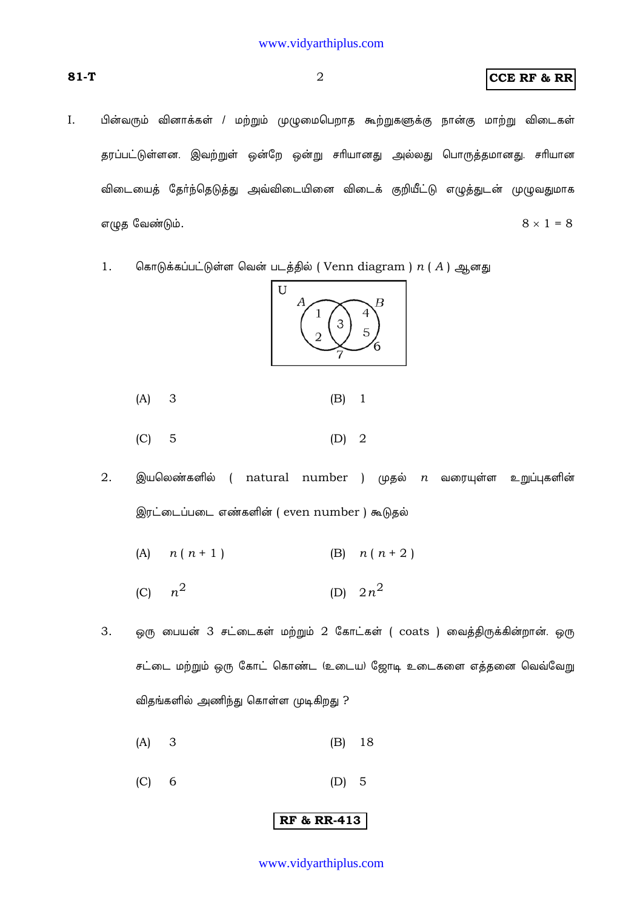I. பின்வரும் வினாக்கள் / மற்றும் முழுமைபெறாத கூற்றுகளுக்கு நான்கு மாற்று விடைகள் தரப்பட்டுள்ளன. இவற்றுள் ஒன்றே ஒன்று சரியானது அல்லது பொருத்தமானது. சரியான விடையைத் தேர்ந்தெடுத்து அவ்விடையினை விடைக் குறியீட்டு எழுத்துடன் முழுவதுமாக எழுத வேண்டும். $8 \times 1 = 8$

1. கொடுக்கப்பட்டுள்ள வென் படத்தில் ( Venn diagram ) $n(A)$ ஆனது

   (A) 3 (B) 1

   (C) 5 (D) 2

2. இயலெண்களில் ( natural number ) முதல் $n$ வரையுள்ள உறுப்புகளின் இரட்டைப்படை எண்களின் ( even number ) கூடுதல்

   (A) $n(n+1)$ (B) $n(n+2)$

   (C) $n^2$ (D) $2n^2$

3. ஒரு பையன் 3 சட்டைகள் மற்றும் 2 கோட்கள் ( coats ) வைத்திருக்கின்றான். ஒரு சட்டை மற்றும் ஒரு கோட் கொண்ட (உடைய) ஜோடி உடைகளை எத்தனை வெவ்வேறு விதங்களில் அணிந்து கொள்ள முடிகிறது ?

   (A) 3 (B) 18

   (C) 6 (D) 5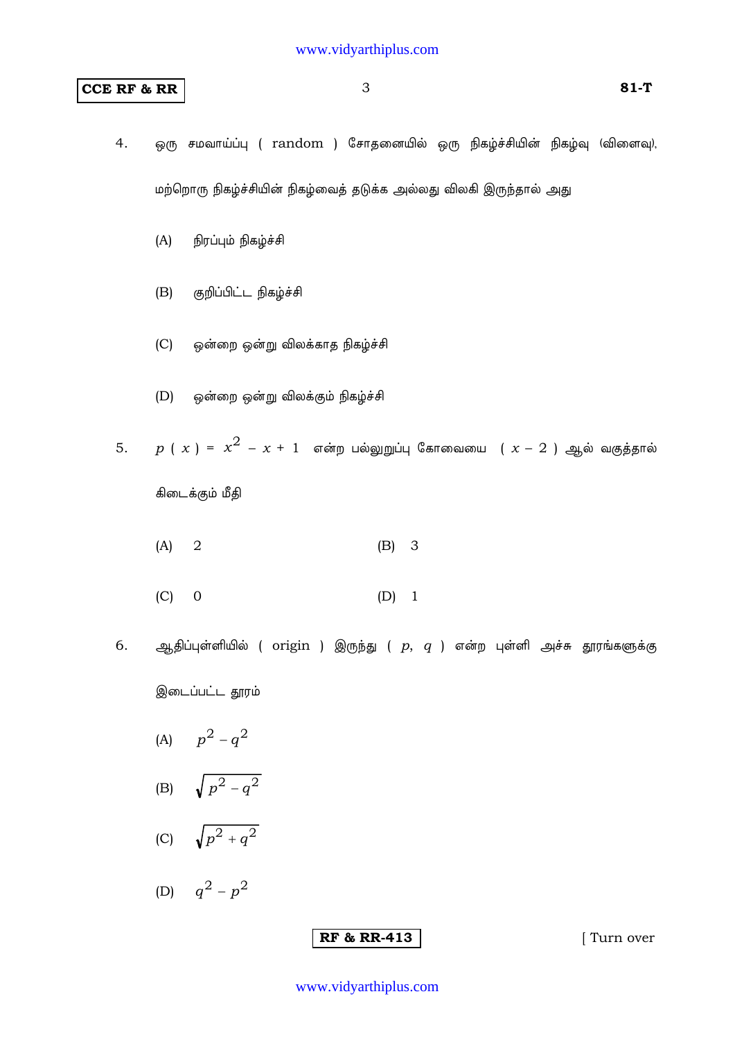4. ஒரு சமவாய்ப்பு ( random ) சோதனையில் ஒரு நிகழ்ச்சியின் நிகழ்வு (விளைவு), மற்றொரு நிகழ்ச்சியின் நிகழ்வைத் தடுக்க அல்லது விலகி இருந்தால் அது

   (A) நிரப்பும் நிகழ்ச்சி

   (B) குறிப்பிட்ட நிகழ்ச்சி

   (C) ஒன்றை ஒன்று விலக்காத நிகழ்ச்சி

   (D) ஒன்றை ஒன்று விலக்கும் நிகழ்ச்சி

5. $p(x) = x^2 - x + 1$ என்ற பல்லுறுப்பு கோவையை $(x - 2)$ ஆல் வகுத்தால் கிடைக்கும் மீதி

   (A) 2 (B) 3

   (C) 0 (D) 1

6. ஆதிப்புள்ளியில் ( origin ) இருந்து ( $p, q$ ) என்ற புள்ளி அச்சு தூரங்களுக்கு இடைப்பட்ட தூரம்

   (A) $p^2 - q^2$

   (B) $\sqrt{p^2 - q^2}$

   (C) $\sqrt{p^2 + q^2}$

   (D) $q^2 - p^2$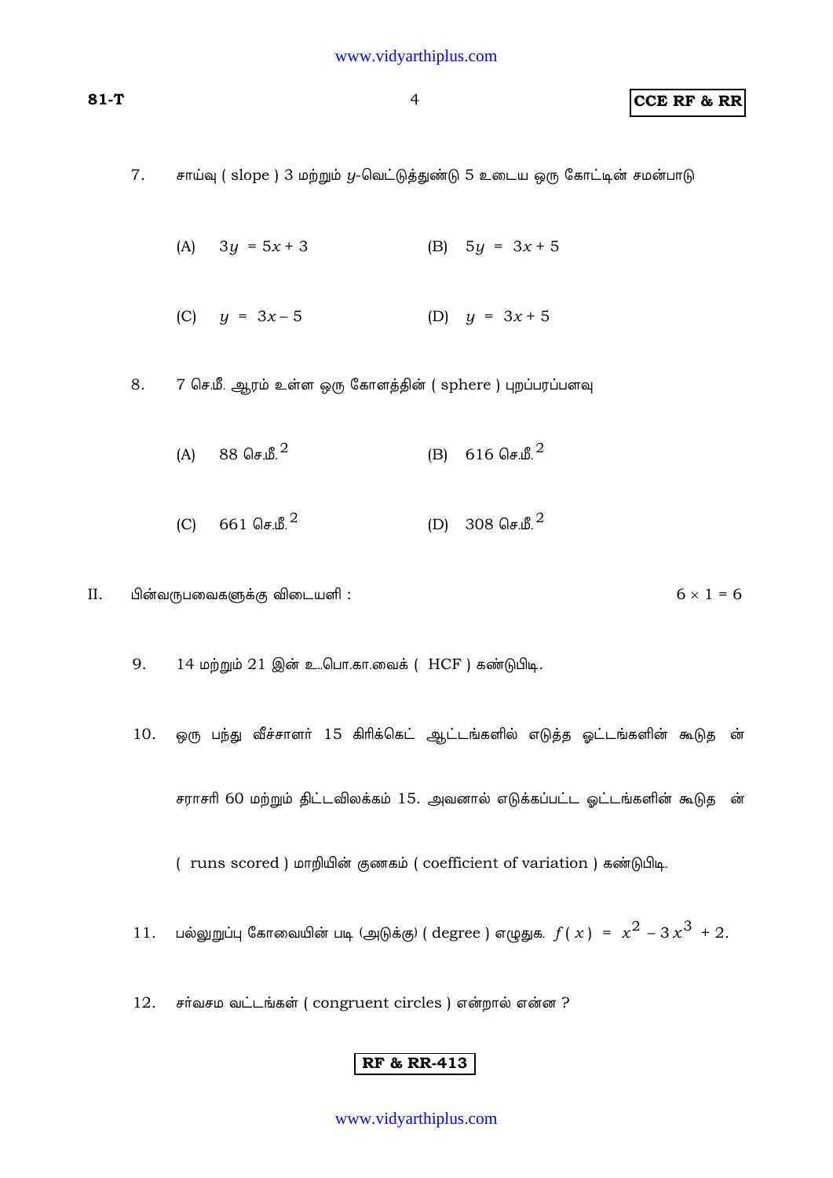7. சாய்வு ( slope ) 3 மற்றும் $y$-வெட்டுத்துண்டு 5 உடைய ஒரு கோட்டின் சமன்பாடு

   (A) $3y = 5x + 3$ (B) $5y = 3x + 5$

   (C) $y = 3x - 5$ (D) $y = 3x + 5$

8. 7 செ.மீ. ஆரம் உள்ள ஒரு கோளத்தின் ( sphere ) புறப்பரப்பளவு

   (A) 88 செ.மீ.$^2$ (B) 616 செ.மீ.$^2$

   (C) 661 செ.மீ.$^2$ (D) 308 செ.மீ.$^2$

II. பின்வருபவைகளுக்கு விடையளி : $6 \times 1 = 6$

9. 14 மற்றும் 21 இன் உ..பொ.கா.வைக் ( HCF ) கண்டுபிடி.

10. ஒரு பந்து வீச்சாளர் 15 கிரிக்கெட் ஆட்டங்களில் எடுத்த ஓட்டங்களின் கூடுதலின் சராசரி 60 மற்றும் திட்டவிலக்கம் 15. அவனால் எடுக்கப்பட்ட ஓட்டங்களின் கூடுதலின் ( runs scored ) மாறியின் குணகம் ( coefficient of variation ) கண்டுபிடி.

11. பல்லுறுப்பு கோவையின் படி (அடுக்கு) ( degree ) எழுதுக. $f(x) = x^2 - 3x^3 + 2$.

12. சர்வசம வட்டங்கள் ( congruent circles ) என்றால் என்ன ?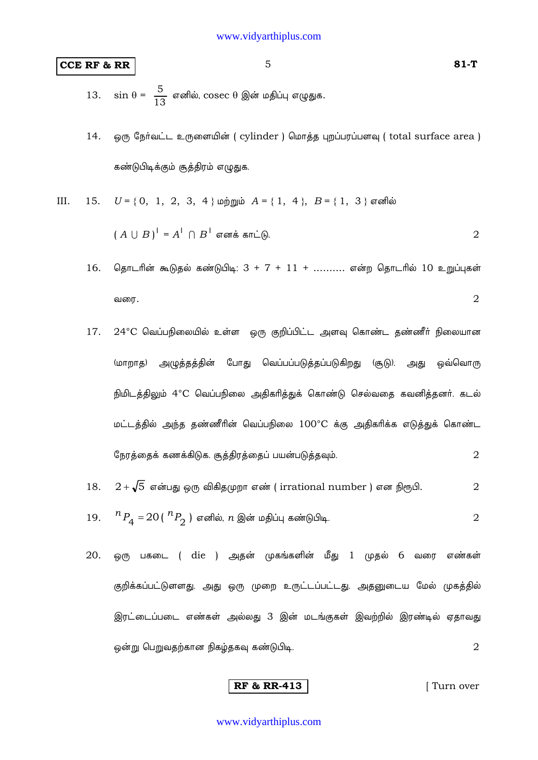13. $\sin \theta = \dfrac{5}{13}$ எனில், cosec θ இன் மதிப்பு எழுதுக.

14. ஒரு நேர்வட்ட உருளையின் ( cylinder ) மொத்த புறப்பரப்பளவு ( total surface area ) கண்டுபிடிக்கும் சூத்திரம் எழுதுக.

III. 15. $U = \{ 0, 1, 2, 3, 4 \}$ மற்றும் $A = \{ 1, 4 \}$, $B = \{ 1, 3 \}$ எனில் $( A \cup B )^{\mathsf{I}} = A^{\mathsf{I}} \cap B^{\mathsf{I}}$ எனக் காட்டு. 2

16. தொடரின் கூடுதல் கண்டுபிடி: 3 + 7 + 11 + .......... என்ற தொடரில் 10 உறுப்புகள் வரை. 2

17. 24°C வெப்பநிலையில் உள்ள ஒரு குறிப்பிட்ட அளவு கொண்ட தண்ணீர் நிலையான (மாறாத) அழுத்தத்தின் போது வெப்பப்படுத்தப்படுகிறது (சூடு). அது ஒவ்வொரு நிமிடத்திலும் 4°C வெப்பநிலை அதிகரித்துக் கொண்டு செல்வதை கவனித்தனர். கடல் மட்டத்தில் அந்த தண்ணீரின் வெப்பநிலை 100°C க்கு அதிகரிக்க எடுத்துக் கொண்ட நேரத்தைக் கணக்கிடுக. சூத்திரத்தைப் பயன்படுத்தவும். 2

18. $2 + \sqrt{5}$ என்பது ஒரு விகிதமுறா எண் ( irrational number ) என நிரூபி. 2

19. ${}^{n}P_{4} = 20 ( {}^{n}P_{2} )$ எனில், $n$ இன் மதிப்பு கண்டுபிடி. 2

20. ஒரு பகடை ( die ) அதன் முகங்களின் மீது 1 முதல் 6 வரை எண்கள் குறிக்கப்பட்டுளளது. அது ஒரு முறை உருட்டப்பட்டது. அதனுடைய மேல் முகத்தில் இரட்டைப்படை எண்கள் அல்லது 3 இன் மடங்குகள் இவற்றில் இரண்டில் ஏதாவது ஒன்று பெறுவதற்கான நிகழ்தகவு கண்டுபிடி. 2

[ Turn over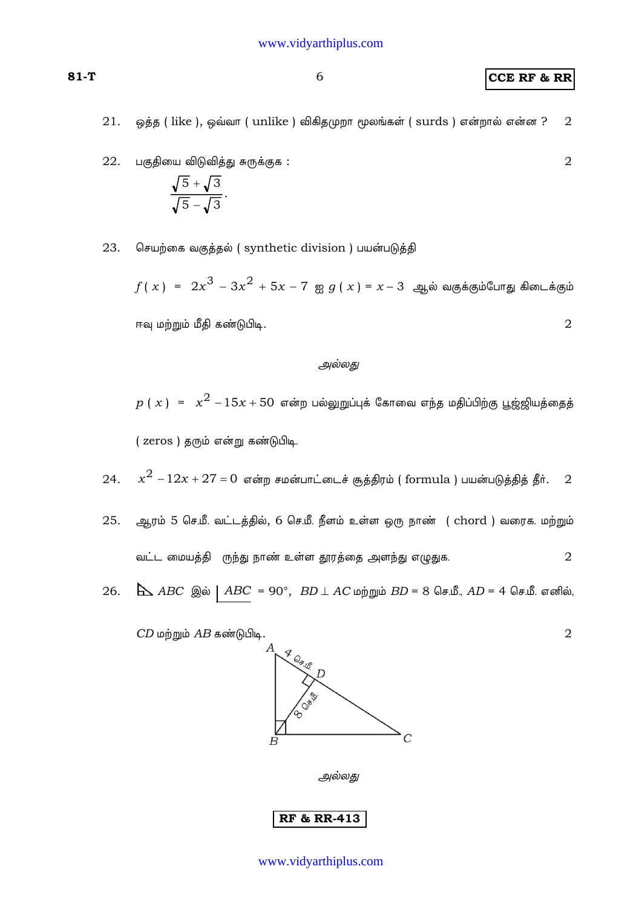21. ஒத்த ( like ), ஒவ்வா ( unlike ) விகிதமுறா மூலங்கள் ( surds ) என்றால் என்ன ? 2

22. பகுதியை விடுவித்து சுருக்குக : 2

$$\frac{\sqrt{5}+\sqrt{3}}{\sqrt{5}-\sqrt{3}}.$$

23. செயற்கை வகுத்தல் ( synthetic division ) பயன்படுத்தி

$f(x) = 2x^3 - 3x^2 + 5x - 7$ ஐ $g(x) = x - 3$ ஆல் வகுக்கும்போது கிடைக்கும் ஈவு மற்றும் மீதி கண்டுபிடி. 2

*அல்லது*

$p(x) = x^2 - 15x + 50$ என்ற பல்லுறுப்புக் கோவை எந்த மதிப்பிற்கு பூஜ்ஜியத்தைத் ( zeros ) தரும் என்று கண்டுபிடி.

24. $x^2 - 12x + 27 = 0$ என்ற சமன்பாட்டைச் சூத்திரம் ( formula ) பயன்படுத்தித் தீர். 2

25. ஆரம் 5 செ.மீ. வட்டத்தில், 6 செ.மீ. நீளம் உள்ள ஒரு நாண் ( chord ) வரைக. மற்றும் வட்ட மையத்தி ருந்து நாண் உள்ள தூரத்தை அளந்து எழுதுக. 2

26. $\triangle ABC$ இல் $\angle ABC = 90°$, $BD \perp AC$ மற்றும் $BD = 8$ செ.மீ., $AD = 4$ செ.மீ. எனில், $CD$ மற்றும் $AB$ கண்டுபிடி. 2

*அல்லது*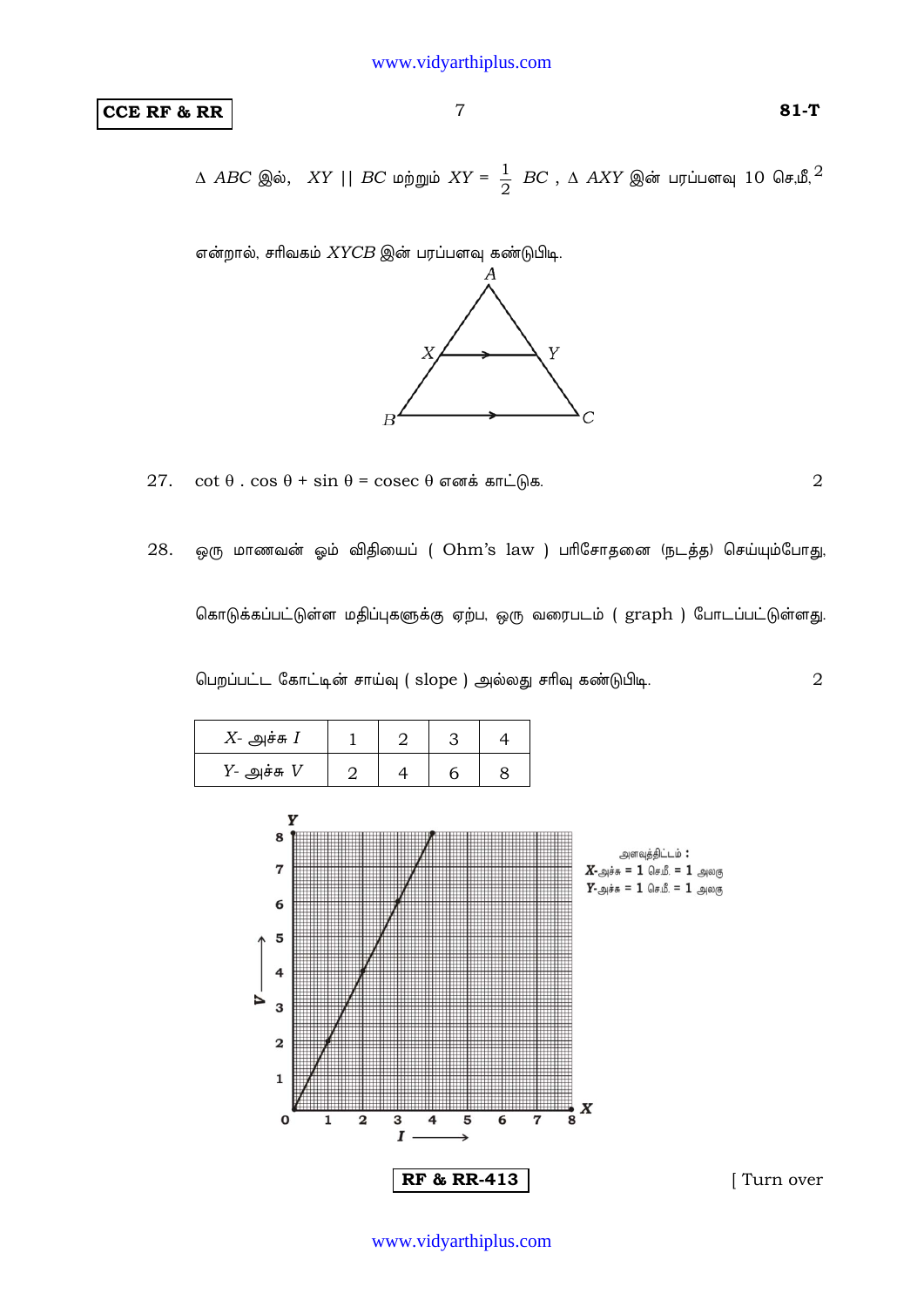$\Delta\ ABC$ இல், $XY \parallel BC$ மற்றும் $XY = \frac{1}{2}\ BC$ , $\Delta\ AXY$ இன் பரப்பளவு 10 செ.மீ.$^2$ என்றால், சரிவகம் $XYCB$ இன் பரப்பளவு கண்டுபிடி.

27. $\cot \theta \cdot \cos \theta + \sin \theta = \operatorname{cosec} \theta$ எனக் காட்டுக. 2

28. ஒரு மாணவன் ஓம் விதியைப் ( Ohm's law ) பரிசோதனை (நடத்த) செய்யும்போது, கொடுக்கப்பட்டுள்ள மதிப்புகளுக்கு ஏற்ப, ஒரு வரைபடம் ( graph ) போடப்பட்டுள்ளது. பெறப்பட்ட கோட்டின் சாய்வு ( slope ) அல்லது சரிவு கண்டுபிடி. 2

| $X$- அச்சு $I$ | 1 | 2 | 3 | 4 |
|---|---|---|---|---|
| $Y$- அச்சு $V$ | 2 | 4 | 6 | 8 |

அளவுத்திட்டம் :
$X$-அச்சு = 1 செ.மீ. = 1 அலகு
$Y$-அச்சு = 1 செ.மீ. = 1 அலகு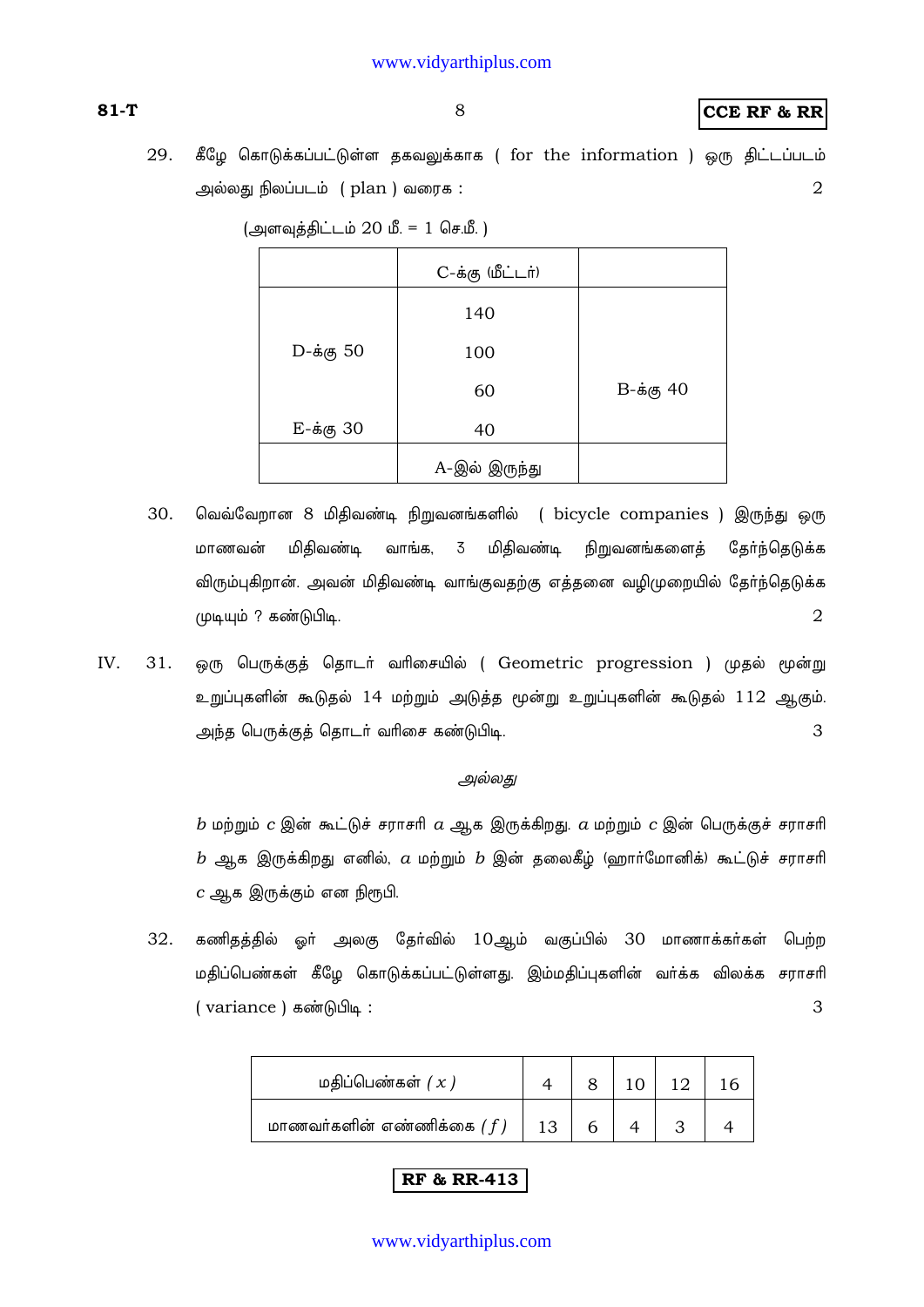29. கீழே கொடுக்கப்பட்டுள்ள தகவலுக்காக ( for the information ) ஒரு திட்டப்படம் அல்லது நிலப்படம் ( plan ) வரைக : 2

(அளவுத்திட்டம் 20 மீ. = 1 செ.மீ. )

| | C-க்கு (மீட்டர்) | |
|---|---|---|
| | 140 | |
| D-க்கு 50 | 100 | |
| | 60 | B-க்கு 40 |
| E-க்கு 30 | 40 | |
| | A-இல் இருந்து | |

30. வெவ்வேறான 8 மிதிவண்டி நிறுவனங்களில் ( bicycle companies ) இருந்து ஒரு மாணவன் மிதிவண்டி வாங்க, 3 மிதிவண்டி நிறுவனங்களைத் தேர்ந்தெடுக்க விரும்புகிறான். அவன் மிதிவண்டி வாங்குவதற்கு எத்தனை வழிமுறையில் தேர்ந்தெடுக்க முடியும் ? கண்டுபிடி. 2

IV. 31. ஒரு பெருக்குத் தொடர் வரிசையில் ( Geometric progression ) முதல் மூன்று உறுப்புகளின் கூடுதல் 14 மற்றும் அடுத்த மூன்று உறுப்புகளின் கூடுதல் 112 ஆகும். அந்த பெருக்குத் தொடர் வரிசை கண்டுபிடி. 3

*அல்லது*

$b$ மற்றும் $c$ இன் கூட்டுச் சராசரி $a$ ஆக இருக்கிறது. $a$ மற்றும் $c$ இன் பெருக்குச் சராசரி $b$ ஆக இருக்கிறது எனில், $a$ மற்றும் $b$ இன் தலைகீழ் (ஹார்மோனிக்) கூட்டுச் சராசரி $c$ ஆக இருக்கும் என நிரூபி.

32. கணிதத்தில் ஓர் அலகு தேர்வில் 10ஆம் வகுப்பில் 30 மாணாக்கர்கள் பெற்ற மதிப்பெண்கள் கீழே கொடுக்கப்பட்டுள்ளது. இம்மதிப்புகளின் வர்க்க விலக்க சராசரி ( variance ) கண்டுபிடி : 3

| மதிப்பெண்கள் ( $x$ ) | 4 | 8 | 10 | 12 | 16 |
|---|---|---|---|---|---|
| மாணவர்களின் எண்ணிக்கை ( $f$ ) | 13 | 6 | 4 | 3 | 4 |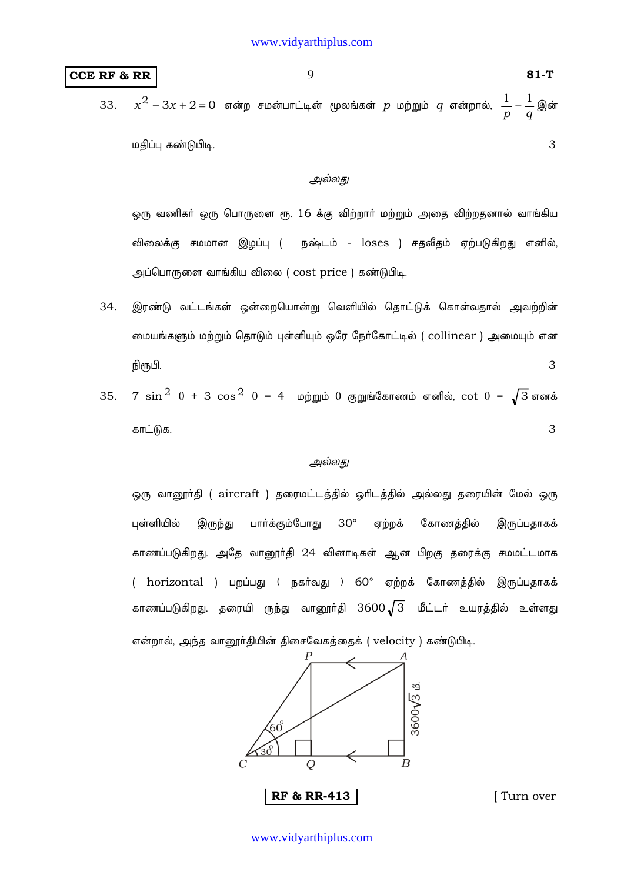33. $x^2 - 3x + 2 = 0$ என்ற சமன்பாட்டின் மூலங்கள் $p$ மற்றும் $q$ என்றால், $\frac{1}{p} - \frac{1}{q}$ இன் மதிப்பு கண்டுபிடி. 3

*அல்லது*

ஒரு வணிகர் ஒரு பொருளை ரூ. 16 க்கு விற்றார் மற்றும் அதை விற்றதனால் வாங்கிய விலைக்கு சமமான இழப்பு ( நஷ்டம் - loses ) சதவீதம் ஏற்படுகிறது எனில், அப்பொருளை வாங்கிய விலை ( cost price ) கண்டுபிடி.

34. இரண்டு வட்டங்கள் ஒன்றையொன்று வெளியில் தொட்டுக் கொள்வதால் அவற்றின் மையங்களும் மற்றும் தொடும் புள்ளியும் ஒரே நேர்கோட்டில் ( collinear ) அமையும் என நிரூபி. 3

35. $7 \sin^2 \theta + 3 \cos^2 \theta = 4$ மற்றும் $\theta$ குறுங்கோணம் எனில், $\cot \theta = \sqrt{3}$ எனக் காட்டுக. 3

*அல்லது*

ஒரு வானூர்தி ( aircraft ) தரைமட்டத்தில் ஓரிடத்தில் அல்லது தரையின் மேல் ஒரு புள்ளியில் இருந்து பார்க்கும்போது $30°$ ஏற்றக் கோணத்தில் இருப்பதாகக் காணப்படுகிறது. அதே வானூர்தி 24 வினாடிகள் ஆன பிறகு தரைக்கு சமமட்டமாக ( horizontal ) பறப்பது ( நகர்வது ) $60°$ ஏற்றக் கோணத்தில் இருப்பதாகக் காணப்படுகிறது. தரையி ருந்து வானூர்தி $3600\sqrt{3}$ மீட்டர் உயரத்தில் உள்ளது என்றால், அந்த வானூர்தியின் திசைவேகத்தைக் ( velocity ) கண்டுபிடி.

[Figure: points P, A (top), C, Q, B (bottom); angles 60° and 30° at C; AB = $3600\sqrt{3}$ மீ.]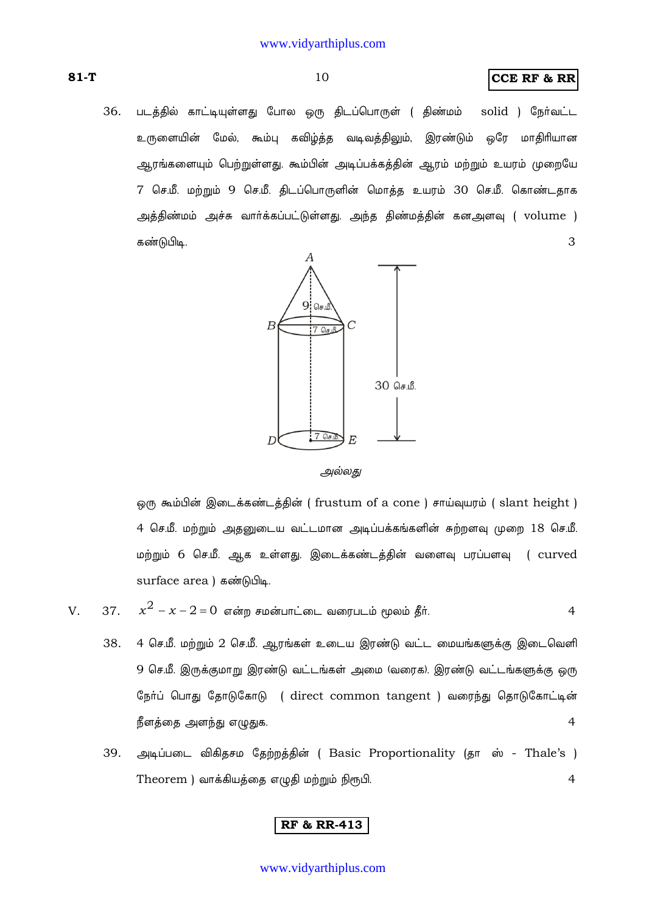36. படத்தில் காட்டியுள்ளது போல ஒரு திடப்பொருள் ( திண்மம் solid ) நேர்வட்ட உருளையின் மேல், கூம்பு கவிழ்த்த வடிவத்திலும், இரண்டும் ஒரே மாதிரியான ஆரங்களையும் பெற்றுள்ளது. கூம்பின் அடிப்பக்கத்தின் ஆரம் மற்றும் உயரம் முறையே 7 செ.மீ. மற்றும் 9 செ.மீ. திடப்பொருளின் மொத்த உயரம் 30 செ.மீ. கொண்டதாக அத்திண்மம் அச்சு வார்க்கப்பட்டுள்ளது. அந்த திண்மத்தின் கனஅளவு ( volume ) கண்டுபிடி. 3

A, B, C, D, E — 9 செ.மீ., 7 செ.மீ., 7 செ.மீ., 30 செ.மீ.

*அல்லது*

ஒரு கூம்பின் இடைக்கண்டத்தின் ( frustum of a cone ) சாய்வுயரம் ( slant height ) 4 செ.மீ. மற்றும் அதனுடைய வட்டமான அடிப்பக்கங்களின் சுற்றளவு முறை 18 செ.மீ. மற்றும் 6 செ.மீ. ஆக உள்ளது. இடைக்கண்டத்தின் வளைவு பரப்பளவு ( curved surface area ) கண்டுபிடி.

V. 37. $x^2 - x - 2 = 0$ என்ற சமன்பாட்டை வரைபடம் மூலம் தீர். 4

38. 4 செ.மீ. மற்றும் 2 செ.மீ. ஆரங்கள் உடைய இரண்டு வட்ட மையங்களுக்கு இடைவெளி 9 செ.மீ. இருக்குமாறு இரண்டு வட்டங்கள் அமை (வரைக). இரண்டு வட்டங்களுக்கு ஒரு நேர்ப் பொது தோடுகோடு ( direct common tangent ) வரைந்து தொடுகோட்டின் நீளத்தை அளந்து எழுதுக. 4

39. அடிப்படை விகிதசம தேற்றத்தின் ( Basic Proportionality (தா ஸ் - Thale's ) Theorem ) வாக்கியத்தை எழுதி மற்றும் நிரூபி. 4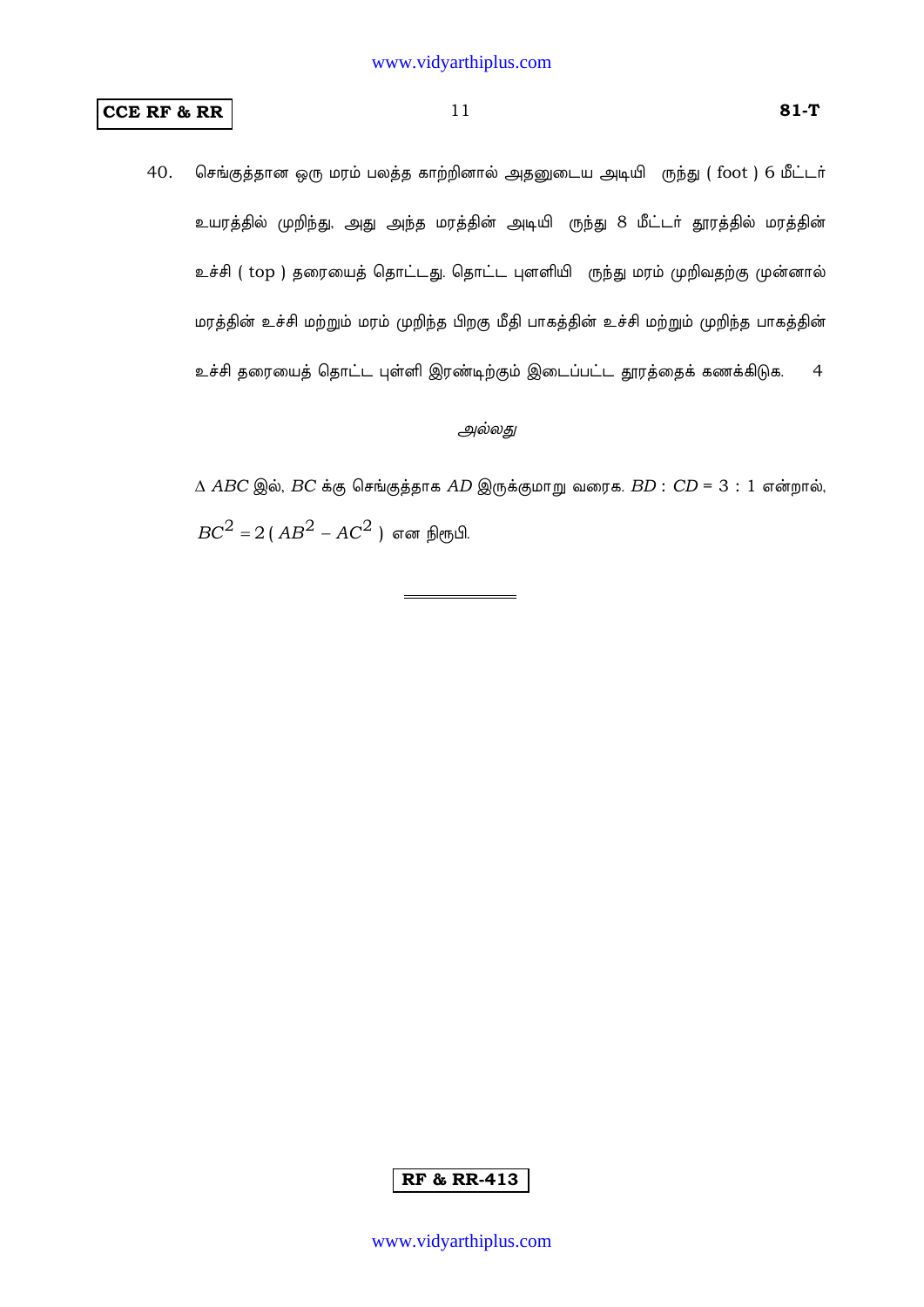40. செங்குத்தான ஒரு மரம் பலத்த காற்றினால் அதனுடைய அடியி ருந்து ( foot ) 6 மீட்டர் உயரத்தில் முறிந்து, அது அந்த மரத்தின் அடியி ருந்து 8 மீட்டர் தூரத்தில் மரத்தின் உச்சி ( top ) தரையைத் தொட்டது. தொட்ட புளளியி ருந்து மரம் முறிவதற்கு முன்னால் மரத்தின் உச்சி மற்றும் மரம் முறிந்த பிறகு மீதி பாகத்தின் உச்சி மற்றும் முறிந்த பாகத்தின் உச்சி தரையைத் தொட்ட புள்ளி இரண்டிற்கும் இடைப்பட்ட தூரத்தைக் கணக்கிடுக. 4

*அல்லது*

$\Delta\ ABC$ இல், $BC$ க்கு செங்குத்தாக $AD$ இருக்குமாறு வரைக. $BD : CD = 3 : 1$ என்றால், $BC^2 = 2 ( AB^2 - AC^2 )$ என நிரூபி.